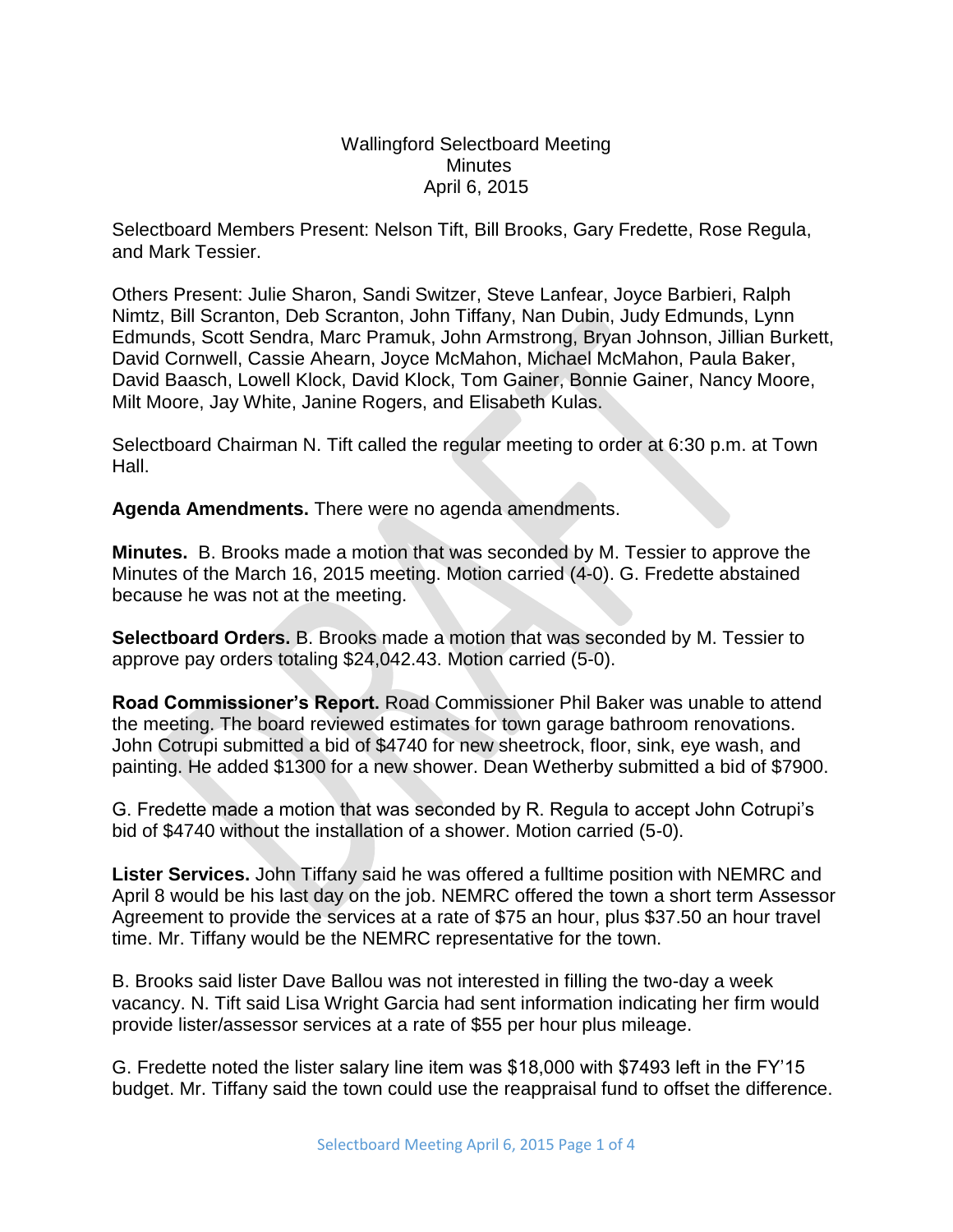Wallingford Selectboard Meeting
Minutes
April 6, 2015

Selectboard Members Present: Nelson Tift, Bill Brooks, Gary Fredette, Rose Regula, and Mark Tessier.

Others Present: Julie Sharon, Sandi Switzer, Steve Lanfear, Joyce Barbieri, Ralph Nimtz, Bill Scranton, Deb Scranton, John Tiffany, Nan Dubin, Judy Edmunds, Lynn Edmunds, Scott Sendra, Marc Pramuk, John Armstrong, Bryan Johnson, Jillian Burkett, David Cornwell, Cassie Ahearn, Joyce McMahon, Michael McMahon, Paula Baker, David Baasch, Lowell Klock, David Klock, Tom Gainer, Bonnie Gainer, Nancy Moore, Milt Moore, Jay White, Janine Rogers, and Elisabeth Kulas.

Selectboard Chairman N. Tift called the regular meeting to order at 6:30 p.m. at Town Hall.

**Agenda Amendments.** There were no agenda amendments.

**Minutes.** B. Brooks made a motion that was seconded by M. Tessier to approve the Minutes of the March 16, 2015 meeting. Motion carried (4-0). G. Fredette abstained because he was not at the meeting.

**Selectboard Orders.** B. Brooks made a motion that was seconded by M. Tessier to approve pay orders totaling $24,042.43. Motion carried (5-0).

**Road Commissioner's Report.** Road Commissioner Phil Baker was unable to attend the meeting. The board reviewed estimates for town garage bathroom renovations. John Cotrupi submitted a bid of $4740 for new sheetrock, floor, sink, eye wash, and painting. He added $1300 for a new shower. Dean Wetherby submitted a bid of $7900.

G. Fredette made a motion that was seconded by R. Regula to accept John Cotrupi's bid of $4740 without the installation of a shower. Motion carried (5-0).

**Lister Services.** John Tiffany said he was offered a fulltime position with NEMRC and April 8 would be his last day on the job. NEMRC offered the town a short term Assessor Agreement to provide the services at a rate of $75 an hour, plus $37.50 an hour travel time. Mr. Tiffany would be the NEMRC representative for the town.

B. Brooks said lister Dave Ballou was not interested in filling the two-day a week vacancy. N. Tift said Lisa Wright Garcia had sent information indicating her firm would provide lister/assessor services at a rate of $55 per hour plus mileage.

G. Fredette noted the lister salary line item was $18,000 with $7493 left in the FY'15 budget. Mr. Tiffany said the town could use the reappraisal fund to offset the difference.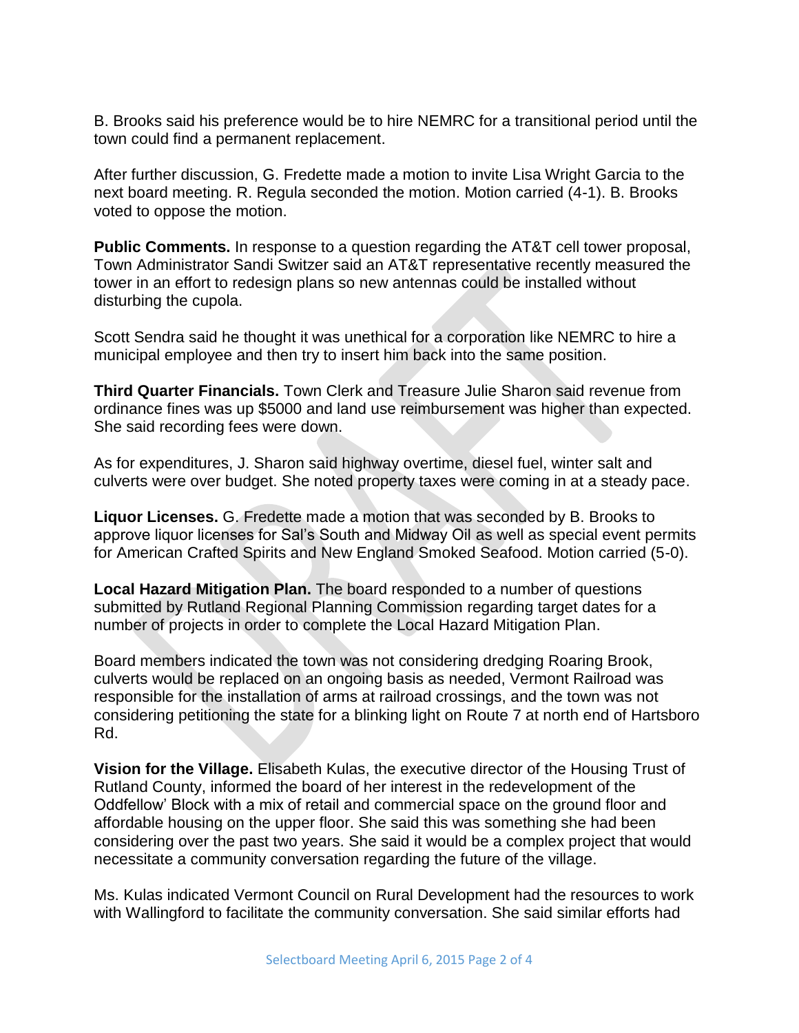B. Brooks said his preference would be to hire NEMRC for a transitional period until the town could find a permanent replacement.

After further discussion, G. Fredette made a motion to invite Lisa Wright Garcia to the next board meeting. R. Regula seconded the motion. Motion carried (4-1). B. Brooks voted to oppose the motion.

**Public Comments.** In response to a question regarding the AT&T cell tower proposal, Town Administrator Sandi Switzer said an AT&T representative recently measured the tower in an effort to redesign plans so new antennas could be installed without disturbing the cupola.

Scott Sendra said he thought it was unethical for a corporation like NEMRC to hire a municipal employee and then try to insert him back into the same position.

**Third Quarter Financials.** Town Clerk and Treasure Julie Sharon said revenue from ordinance fines was up $5000 and land use reimbursement was higher than expected. She said recording fees were down.

As for expenditures, J. Sharon said highway overtime, diesel fuel, winter salt and culverts were over budget. She noted property taxes were coming in at a steady pace.

**Liquor Licenses.** G. Fredette made a motion that was seconded by B. Brooks to approve liquor licenses for Sal's South and Midway Oil as well as special event permits for American Crafted Spirits and New England Smoked Seafood. Motion carried (5-0).

**Local Hazard Mitigation Plan.** The board responded to a number of questions submitted by Rutland Regional Planning Commission regarding target dates for a number of projects in order to complete the Local Hazard Mitigation Plan.

Board members indicated the town was not considering dredging Roaring Brook, culverts would be replaced on an ongoing basis as needed, Vermont Railroad was responsible for the installation of arms at railroad crossings, and the town was not considering petitioning the state for a blinking light on Route 7 at north end of Hartsboro Rd.

**Vision for the Village.** Elisabeth Kulas, the executive director of the Housing Trust of Rutland County, informed the board of her interest in the redevelopment of the Oddfellow' Block with a mix of retail and commercial space on the ground floor and affordable housing on the upper floor. She said this was something she had been considering over the past two years. She said it would be a complex project that would necessitate a community conversation regarding the future of the village.

Ms. Kulas indicated Vermont Council on Rural Development had the resources to work with Wallingford to facilitate the community conversation. She said similar efforts had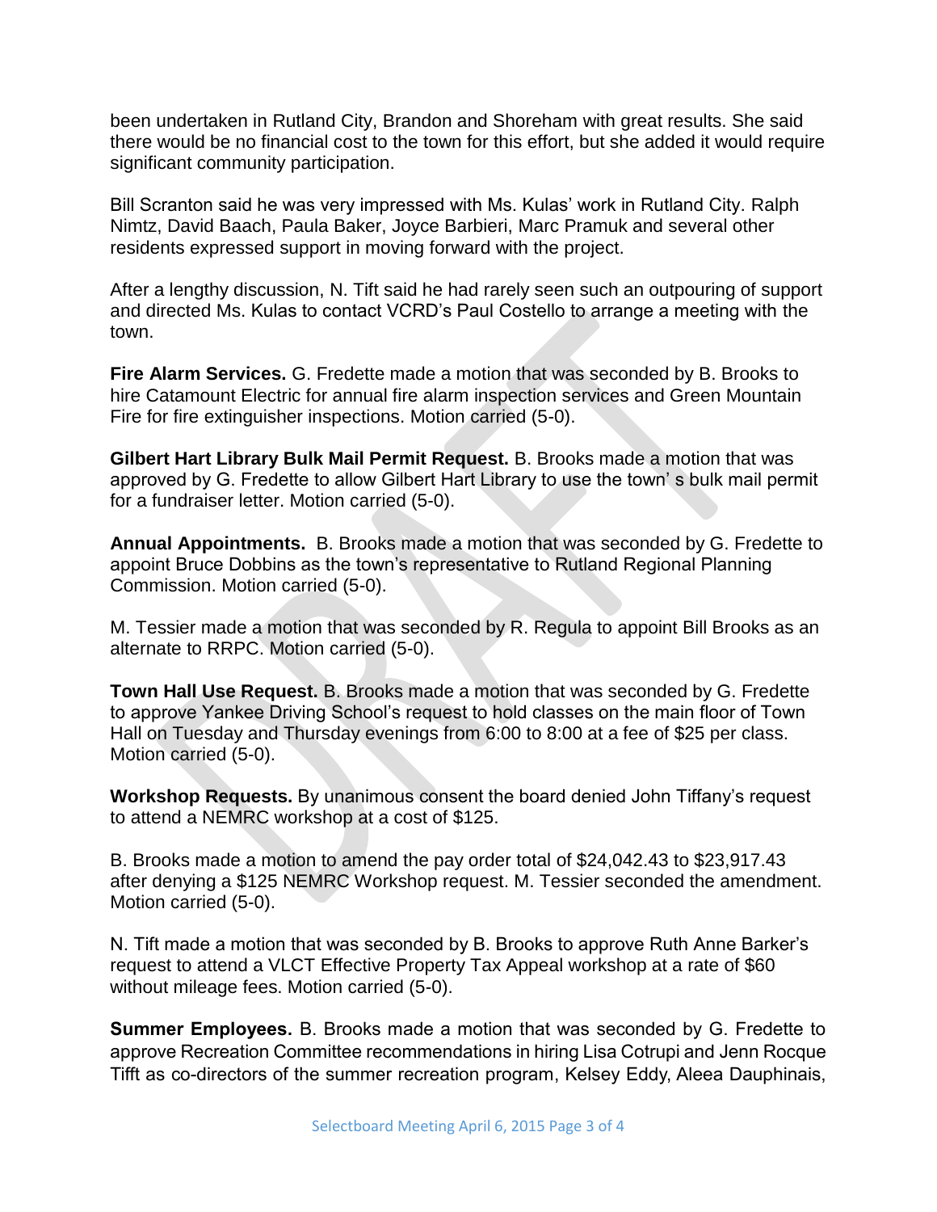been undertaken in Rutland City, Brandon and Shoreham with great results. She said there would be no financial cost to the town for this effort, but she added it would require significant community participation.

Bill Scranton said he was very impressed with Ms. Kulas' work in Rutland City. Ralph Nimtz, David Baach, Paula Baker, Joyce Barbieri, Marc Pramuk and several other residents expressed support in moving forward with the project.

After a lengthy discussion, N. Tift said he had rarely seen such an outpouring of support and directed Ms. Kulas to contact VCRD's Paul Costello to arrange a meeting with the town.

**Fire Alarm Services.** G. Fredette made a motion that was seconded by B. Brooks to hire Catamount Electric for annual fire alarm inspection services and Green Mountain Fire for fire extinguisher inspections. Motion carried (5-0).

**Gilbert Hart Library Bulk Mail Permit Request.** B. Brooks made a motion that was approved by G. Fredette to allow Gilbert Hart Library to use the town' s bulk mail permit for a fundraiser letter. Motion carried (5-0).

**Annual Appointments.** B. Brooks made a motion that was seconded by G. Fredette to appoint Bruce Dobbins as the town's representative to Rutland Regional Planning Commission. Motion carried (5-0).

M. Tessier made a motion that was seconded by R. Regula to appoint Bill Brooks as an alternate to RRPC. Motion carried (5-0).

**Town Hall Use Request.** B. Brooks made a motion that was seconded by G. Fredette to approve Yankee Driving School's request to hold classes on the main floor of Town Hall on Tuesday and Thursday evenings from 6:00 to 8:00 at a fee of $25 per class. Motion carried (5-0).

**Workshop Requests.** By unanimous consent the board denied John Tiffany's request to attend a NEMRC workshop at a cost of $125.

B. Brooks made a motion to amend the pay order total of $24,042.43 to $23,917.43 after denying a $125 NEMRC Workshop request. M. Tessier seconded the amendment. Motion carried (5-0).

N. Tift made a motion that was seconded by B. Brooks to approve Ruth Anne Barker's request to attend a VLCT Effective Property Tax Appeal workshop at a rate of $60 without mileage fees. Motion carried (5-0).

**Summer Employees.** B. Brooks made a motion that was seconded by G. Fredette to approve Recreation Committee recommendations in hiring Lisa Cotrupi and Jenn Rocque Tifft as co-directors of the summer recreation program, Kelsey Eddy, Aleea Dauphinais,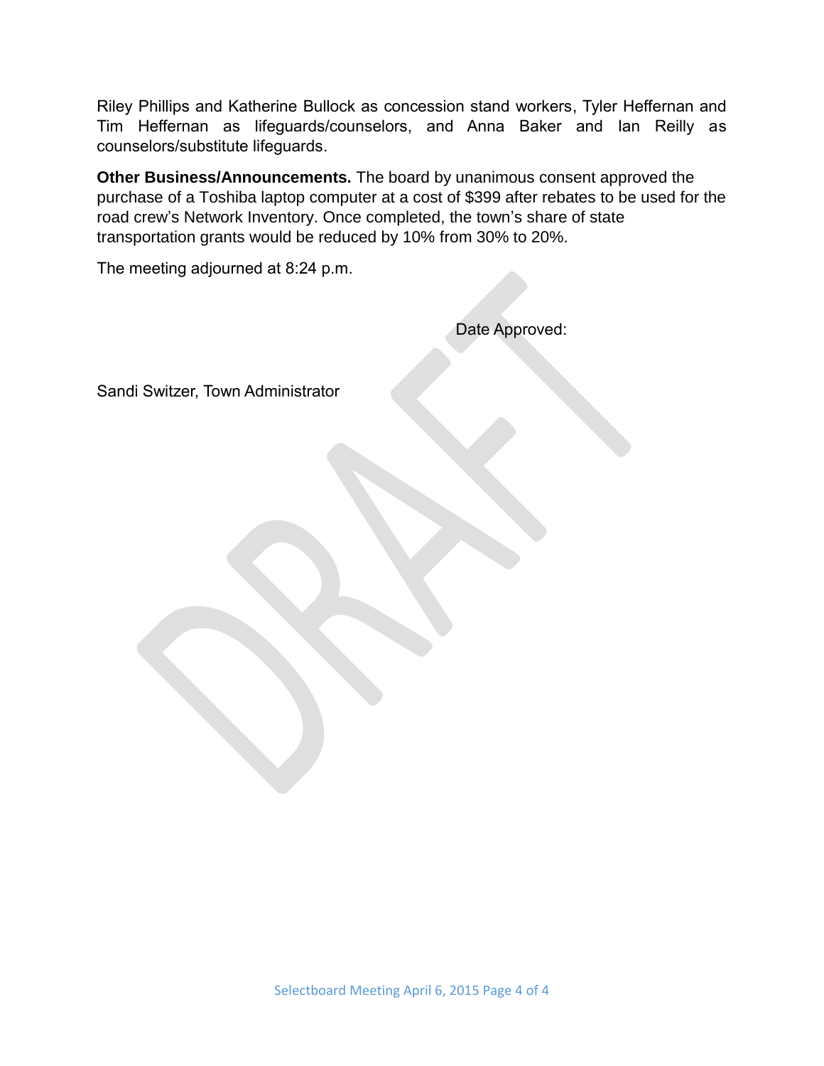Riley Phillips and Katherine Bullock as concession stand workers, Tyler Heffernan and Tim Heffernan as lifeguards/counselors, and Anna Baker and Ian Reilly as counselors/substitute lifeguards.

**Other Business/Announcements.** The board by unanimous consent approved the purchase of a Toshiba laptop computer at a cost of $399 after rebates to be used for the road crew's Network Inventory. Once completed, the town's share of state transportation grants would be reduced by 10% from 30% to 20%.

The meeting adjourned at 8:24 p.m.

Date Approved:

Sandi Switzer, Town Administrator